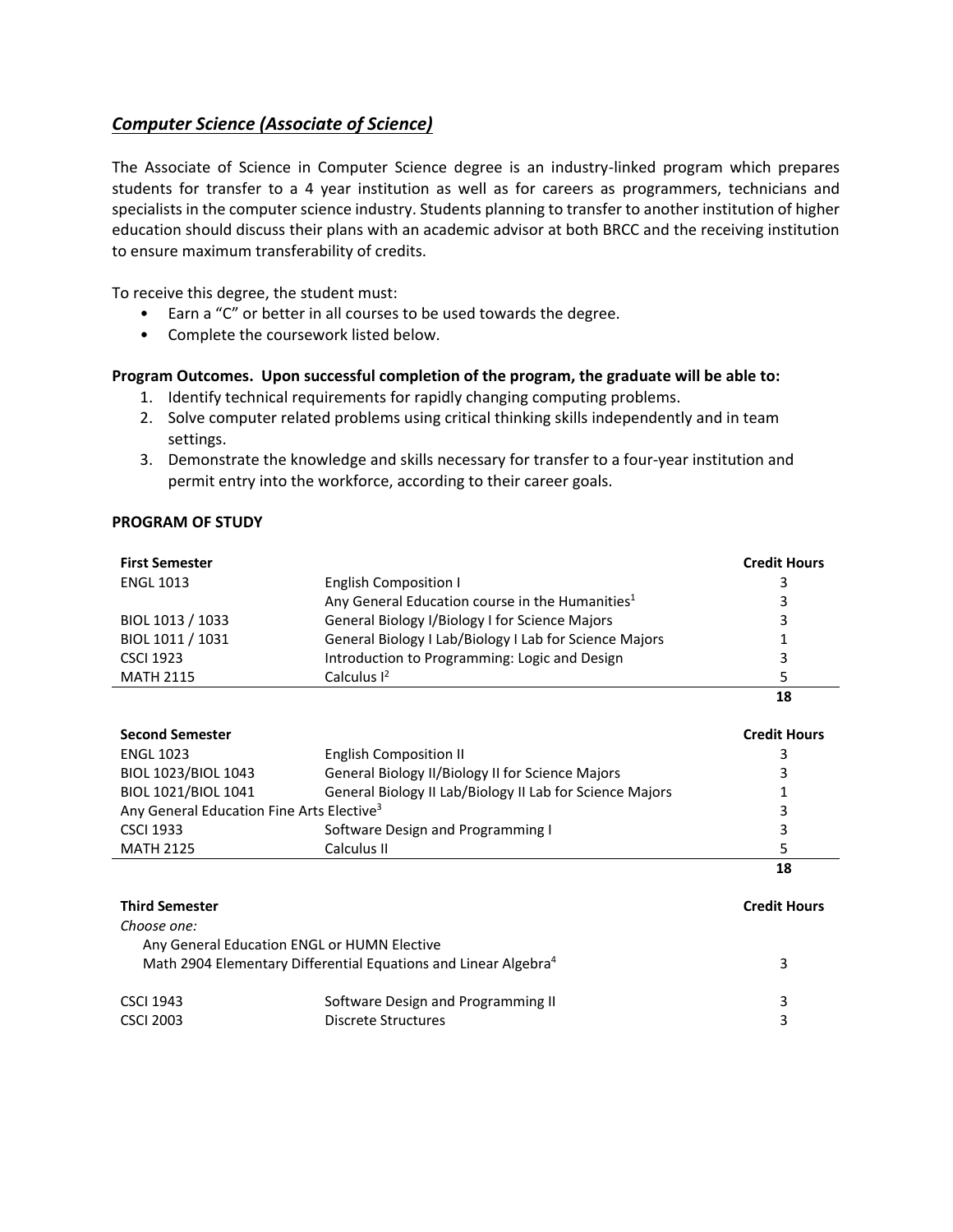## *Computer Science (Associate of Science)*

The Associate of Science in Computer Science degree is an industry-linked program which prepares students for transfer to a 4 year institution as well as for careers as programmers, technicians and specialists in the computer science industry. Students planning to transfer to another institution of higher education should discuss their plans with an academic advisor at both BRCC and the receiving institution to ensure maximum transferability of credits.

To receive this degree, the student must:

- Earn a "C" or better in all courses to be used towards the degree.
- Complete the coursework listed below.

**Program Outcomes. Upon successful completion of the program, the graduate will be able to:**

1. Identify technical requirements for rapidly changing computing problems.
2. Solve computer related problems using critical thinking skills independently and in team settings.
3. Demonstrate the knowledge and skills necessary for transfer to a four-year institution and permit entry into the workforce, according to their career goals.

**PROGRAM OF STUDY**

| **First Semester** | | **Credit Hours** |
|---|---|---|
| ENGL 1013 | English Composition I | 3 |
| | Any General Education course in the Humanities[1] | 3 |
| BIOL 1013 / 1033 | General Biology I/Biology I for Science Majors | 3 |
| BIOL 1011 / 1031 | General Biology I Lab/Biology I Lab for Science Majors | 1 |
| CSCI 1923 | Introduction to Programming: Logic and Design | 3 |
| MATH 2115 | Calculus I[2] | 5 |
| | | **18** |

| **Second Semester** | | **Credit Hours** |
|---|---|---|
| ENGL 1023 | English Composition II | 3 |
| BIOL 1023/BIOL 1043 | General Biology II/Biology II for Science Majors | 3 |
| BIOL 1021/BIOL 1041 | General Biology II Lab/Biology II Lab for Science Majors | 1 |
| Any General Education Fine Arts Elective[3] | | 3 |
| CSCI 1933 | Software Design and Programming I | 3 |
| MATH 2125 | Calculus II | 5 |
| | | **18** |

| **Third Semester** | | **Credit Hours** |
|---|---|---|
| *Choose one:* | | |
| Any General Education ENGL or HUMN Elective | | |
| Math 2904 Elementary Differential Equations and Linear Algebra[4] | | 3 |
| CSCI 1943 | Software Design and Programming II | 3 |
| CSCI 2003 | Discrete Structures | 3 |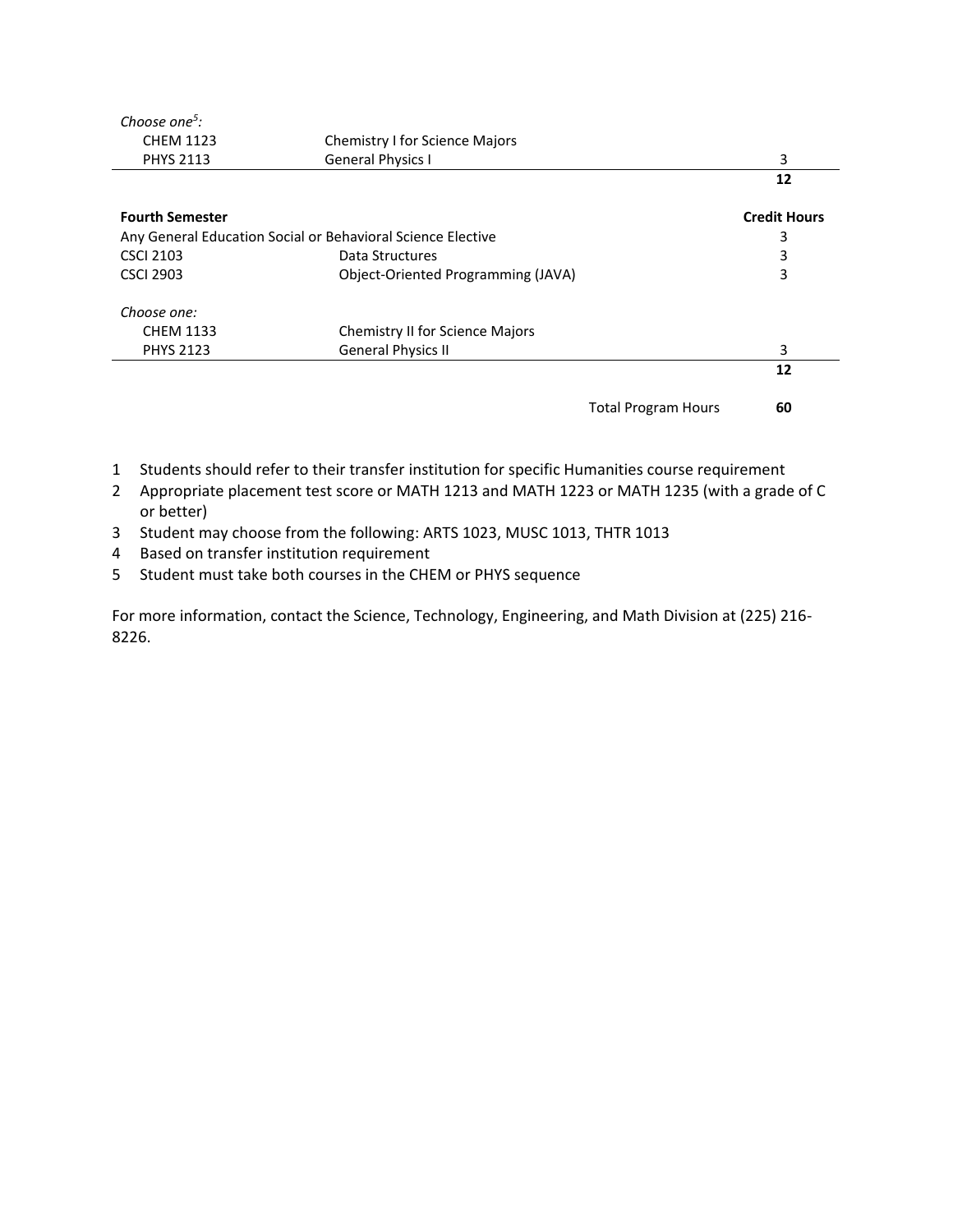| | | |
|---|---|---|
| *Choose one*[5]*:* | | |
| CHEM 1123 | Chemistry I for Science Majors | |
| PHYS 2113 | General Physics I | 3 |
| | | **12** |

| **Fourth Semester** | | **Credit Hours** |
|---|---|---|
| Any General Education Social or Behavioral Science Elective | | 3 |
| CSCI 2103 | Data Structures | 3 |
| CSCI 2903 | Object-Oriented Programming (JAVA) | 3 |
| *Choose one:* | | |
| CHEM 1133 | Chemistry II for Science Majors | |
| PHYS 2123 | General Physics II | 3 |
| | | **12** |
| | Total Program Hours | **60** |

1. Students should refer to their transfer institution for specific Humanities course requirement
2. Appropriate placement test score or MATH 1213 and MATH 1223 or MATH 1235 (with a grade of C or better)
3. Student may choose from the following: ARTS 1023, MUSC 1013, THTR 1013
4. Based on transfer institution requirement
5. Student must take both courses in the CHEM or PHYS sequence

For more information, contact the Science, Technology, Engineering, and Math Division at (225) 216-8226.